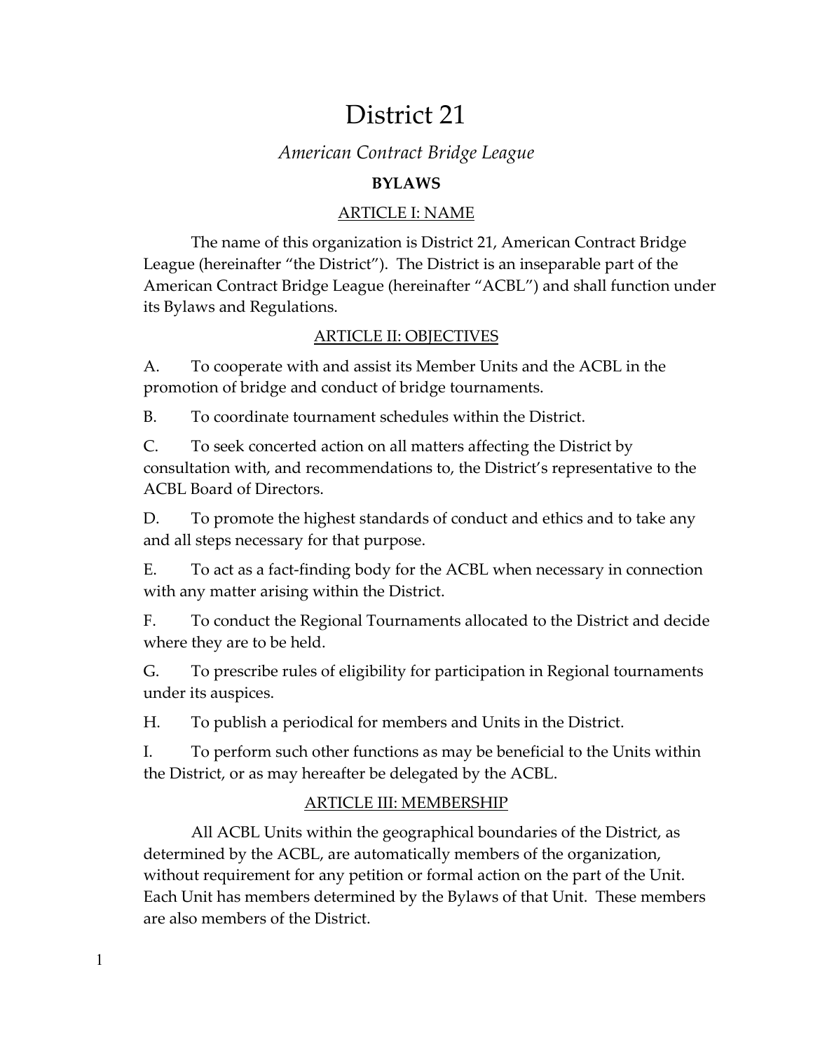# District 21

## *American Contract Bridge League*

### BYLAWS

#### ARTICLE I: NAME

The name of this organization is District 21, American Contract Bridge League (hereinafter "the District"). The District is an inseparable part of the American Contract Bridge League (hereinafter "ACBL") and shall function under its Bylaws and Regulations.

#### ARTICLE II: OBJECTIVES

A. To cooperate with and assist its Member Units and the ACBL in the promotion of bridge and conduct of bridge tournaments.

B. To coordinate tournament schedules within the District.

C. To seek concerted action on all matters affecting the District by consultation with, and recommendations to, the District's representative to the ACBL Board of Directors.

D. To promote the highest standards of conduct and ethics and to take any and all steps necessary for that purpose.

E. To act as a fact-finding body for the ACBL when necessary in connection with any matter arising within the District.

F. To conduct the Regional Tournaments allocated to the District and decide where they are to be held.

G. To prescribe rules of eligibility for participation in Regional tournaments under its auspices.

H. To publish a periodical for members and Units in the District.

I. To perform such other functions as may be beneficial to the Units within the District, or as may hereafter be delegated by the ACBL.

#### ARTICLE III: MEMBERSHIP

All ACBL Units within the geographical boundaries of the District, as determined by the ACBL, are automatically members of the organization, without requirement for any petition or formal action on the part of the Unit. Each Unit has members determined by the Bylaws of that Unit. These members are also members of the District.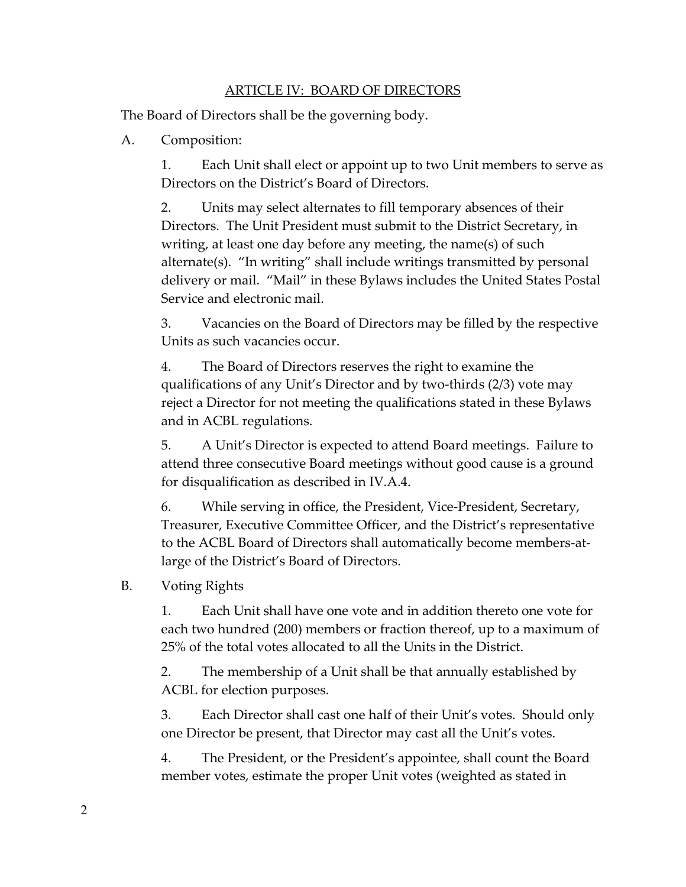## ARTICLE IV: BOARD OF DIRECTORS

The Board of Directors shall be the governing body.

A. Composition:

1. Each Unit shall elect or appoint up to two Unit members to serve as Directors on the District's Board of Directors.

2. Units may select alternates to fill temporary absences of their Directors. The Unit President must submit to the District Secretary, in writing, at least one day before any meeting, the name(s) of such alternate(s). "In writing" shall include writings transmitted by personal delivery or mail. "Mail" in these Bylaws includes the United States Postal Service and electronic mail.

3. Vacancies on the Board of Directors may be filled by the respective Units as such vacancies occur.

4. The Board of Directors reserves the right to examine the qualifications of any Unit's Director and by two-thirds (2/3) vote may reject a Director for not meeting the qualifications stated in these Bylaws and in ACBL regulations.

5. A Unit's Director is expected to attend Board meetings. Failure to attend three consecutive Board meetings without good cause is a ground for disqualification as described in IV.A.4.

6. While serving in office, the President, Vice-President, Secretary, Treasurer, Executive Committee Officer, and the District's representative to the ACBL Board of Directors shall automatically become members-at-large of the District's Board of Directors.

B. Voting Rights

1. Each Unit shall have one vote and in addition thereto one vote for each two hundred (200) members or fraction thereof, up to a maximum of 25% of the total votes allocated to all the Units in the District.

2. The membership of a Unit shall be that annually established by ACBL for election purposes.

3. Each Director shall cast one half of their Unit's votes. Should only one Director be present, that Director may cast all the Unit's votes.

4. The President, or the President's appointee, shall count the Board member votes, estimate the proper Unit votes (weighted as stated in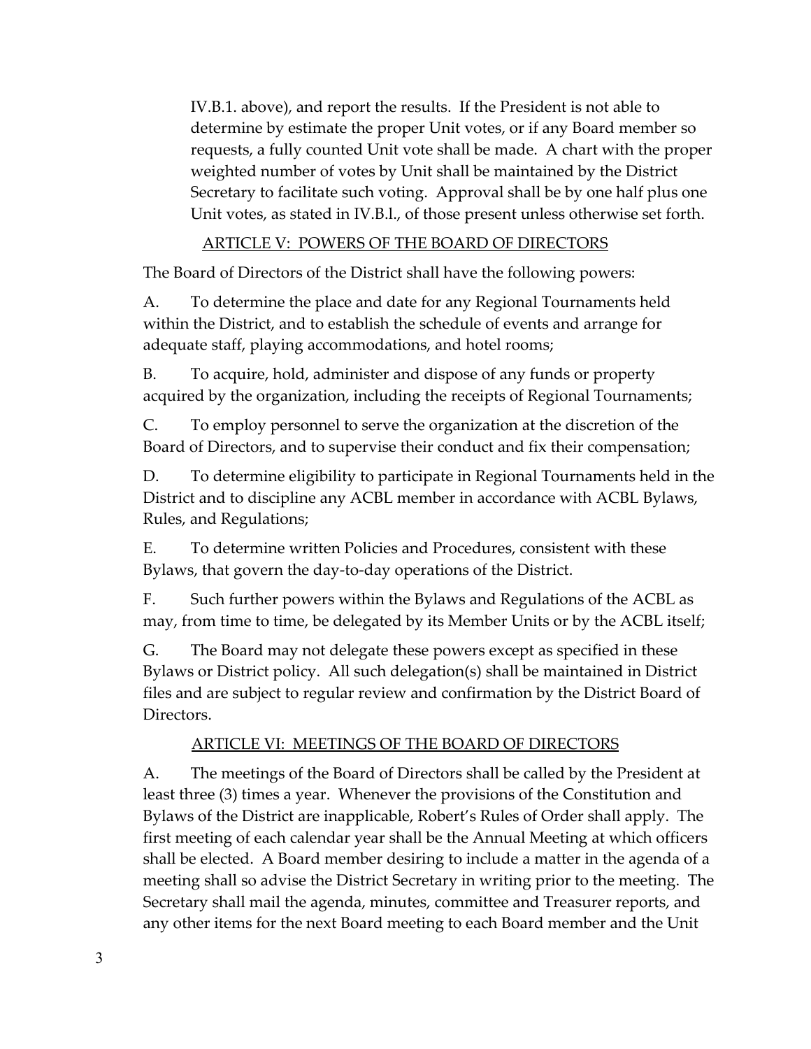IV.B.1. above), and report the results. If the President is not able to determine by estimate the proper Unit votes, or if any Board member so requests, a fully counted Unit vote shall be made. A chart with the proper weighted number of votes by Unit shall be maintained by the District Secretary to facilitate such voting. Approval shall be by one half plus one Unit votes, as stated in IV.B.l., of those present unless otherwise set forth.

## ARTICLE V: POWERS OF THE BOARD OF DIRECTORS

The Board of Directors of the District shall have the following powers:

A. To determine the place and date for any Regional Tournaments held within the District, and to establish the schedule of events and arrange for adequate staff, playing accommodations, and hotel rooms;

B. To acquire, hold, administer and dispose of any funds or property acquired by the organization, including the receipts of Regional Tournaments;

C. To employ personnel to serve the organization at the discretion of the Board of Directors, and to supervise their conduct and fix their compensation;

D. To determine eligibility to participate in Regional Tournaments held in the District and to discipline any ACBL member in accordance with ACBL Bylaws, Rules, and Regulations;

E. To determine written Policies and Procedures, consistent with these Bylaws, that govern the day-to-day operations of the District.

F. Such further powers within the Bylaws and Regulations of the ACBL as may, from time to time, be delegated by its Member Units or by the ACBL itself;

G. The Board may not delegate these powers except as specified in these Bylaws or District policy. All such delegation(s) shall be maintained in District files and are subject to regular review and confirmation by the District Board of Directors.

## ARTICLE VI: MEETINGS OF THE BOARD OF DIRECTORS

A. The meetings of the Board of Directors shall be called by the President at least three (3) times a year. Whenever the provisions of the Constitution and Bylaws of the District are inapplicable, Robert's Rules of Order shall apply. The first meeting of each calendar year shall be the Annual Meeting at which officers shall be elected. A Board member desiring to include a matter in the agenda of a meeting shall so advise the District Secretary in writing prior to the meeting. The Secretary shall mail the agenda, minutes, committee and Treasurer reports, and any other items for the next Board meeting to each Board member and the Unit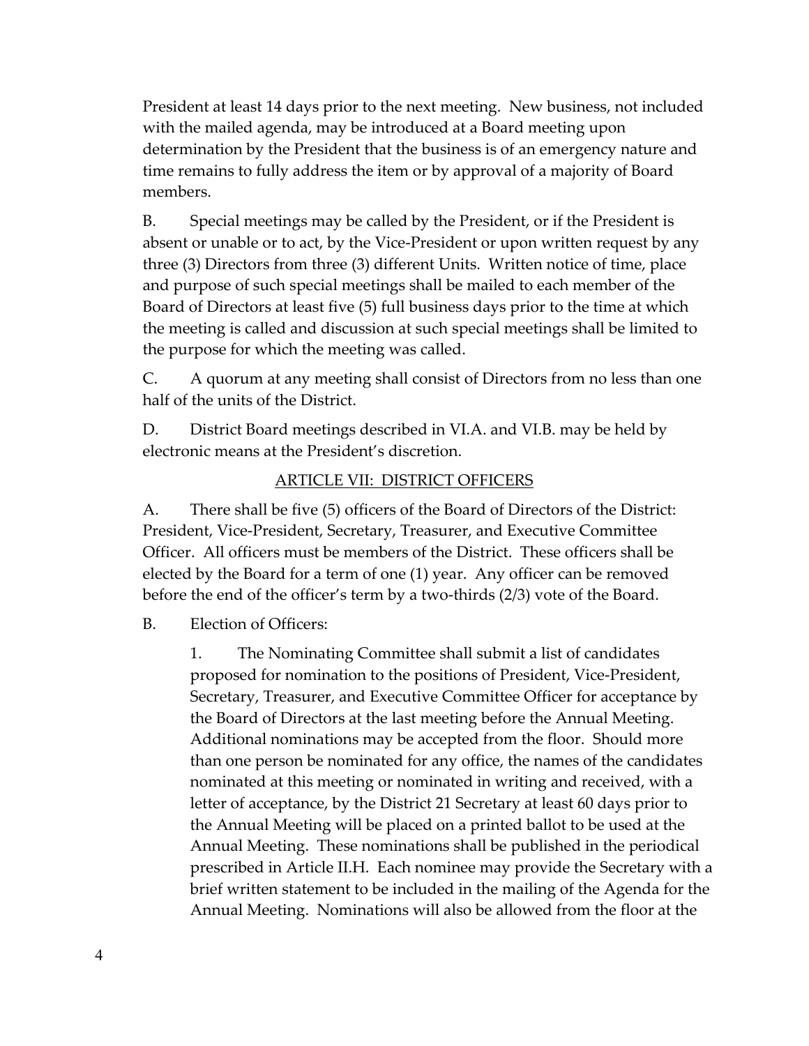President at least 14 days prior to the next meeting. New business, not included with the mailed agenda, may be introduced at a Board meeting upon determination by the President that the business is of an emergency nature and time remains to fully address the item or by approval of a majority of Board members.

B. Special meetings may be called by the President, or if the President is absent or unable or to act, by the Vice-President or upon written request by any three (3) Directors from three (3) different Units. Written notice of time, place and purpose of such special meetings shall be mailed to each member of the Board of Directors at least five (5) full business days prior to the time at which the meeting is called and discussion at such special meetings shall be limited to the purpose for which the meeting was called.

C. A quorum at any meeting shall consist of Directors from no less than one half of the units of the District.

D. District Board meetings described in VI.A. and VI.B. may be held by electronic means at the President's discretion.

## ARTICLE VII: DISTRICT OFFICERS

A. There shall be five (5) officers of the Board of Directors of the District: President, Vice-President, Secretary, Treasurer, and Executive Committee Officer. All officers must be members of the District. These officers shall be elected by the Board for a term of one (1) year. Any officer can be removed before the end of the officer's term by a two-thirds (2/3) vote of the Board.

B. Election of Officers:

1. The Nominating Committee shall submit a list of candidates proposed for nomination to the positions of President, Vice-President, Secretary, Treasurer, and Executive Committee Officer for acceptance by the Board of Directors at the last meeting before the Annual Meeting. Additional nominations may be accepted from the floor. Should more than one person be nominated for any office, the names of the candidates nominated at this meeting or nominated in writing and received, with a letter of acceptance, by the District 21 Secretary at least 60 days prior to the Annual Meeting will be placed on a printed ballot to be used at the Annual Meeting. These nominations shall be published in the periodical prescribed in Article II.H. Each nominee may provide the Secretary with a brief written statement to be included in the mailing of the Agenda for the Annual Meeting. Nominations will also be allowed from the floor at the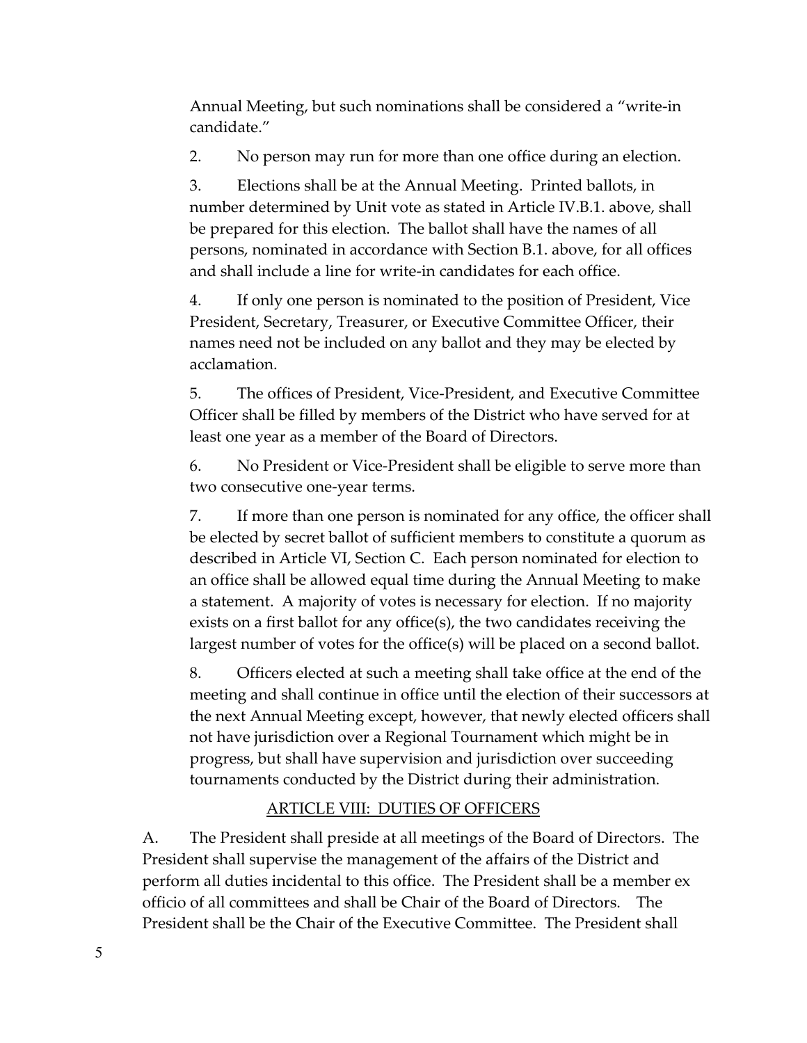Annual Meeting, but such nominations shall be considered a "write-in candidate."

2. No person may run for more than one office during an election.

3. Elections shall be at the Annual Meeting. Printed ballots, in number determined by Unit vote as stated in Article IV.B.1. above, shall be prepared for this election. The ballot shall have the names of all persons, nominated in accordance with Section B.1. above, for all offices and shall include a line for write-in candidates for each office.

4. If only one person is nominated to the position of President, Vice President, Secretary, Treasurer, or Executive Committee Officer, their names need not be included on any ballot and they may be elected by acclamation.

5. The offices of President, Vice-President, and Executive Committee Officer shall be filled by members of the District who have served for at least one year as a member of the Board of Directors.

6. No President or Vice-President shall be eligible to serve more than two consecutive one-year terms.

7. If more than one person is nominated for any office, the officer shall be elected by secret ballot of sufficient members to constitute a quorum as described in Article VI, Section C. Each person nominated for election to an office shall be allowed equal time during the Annual Meeting to make a statement. A majority of votes is necessary for election. If no majority exists on a first ballot for any office(s), the two candidates receiving the largest number of votes for the office(s) will be placed on a second ballot.

8. Officers elected at such a meeting shall take office at the end of the meeting and shall continue in office until the election of their successors at the next Annual Meeting except, however, that newly elected officers shall not have jurisdiction over a Regional Tournament which might be in progress, but shall have supervision and jurisdiction over succeeding tournaments conducted by the District during their administration.

## ARTICLE VIII: DUTIES OF OFFICERS

A. The President shall preside at all meetings of the Board of Directors. The President shall supervise the management of the affairs of the District and perform all duties incidental to this office. The President shall be a member ex officio of all committees and shall be Chair of the Board of Directors. The President shall be the Chair of the Executive Committee. The President shall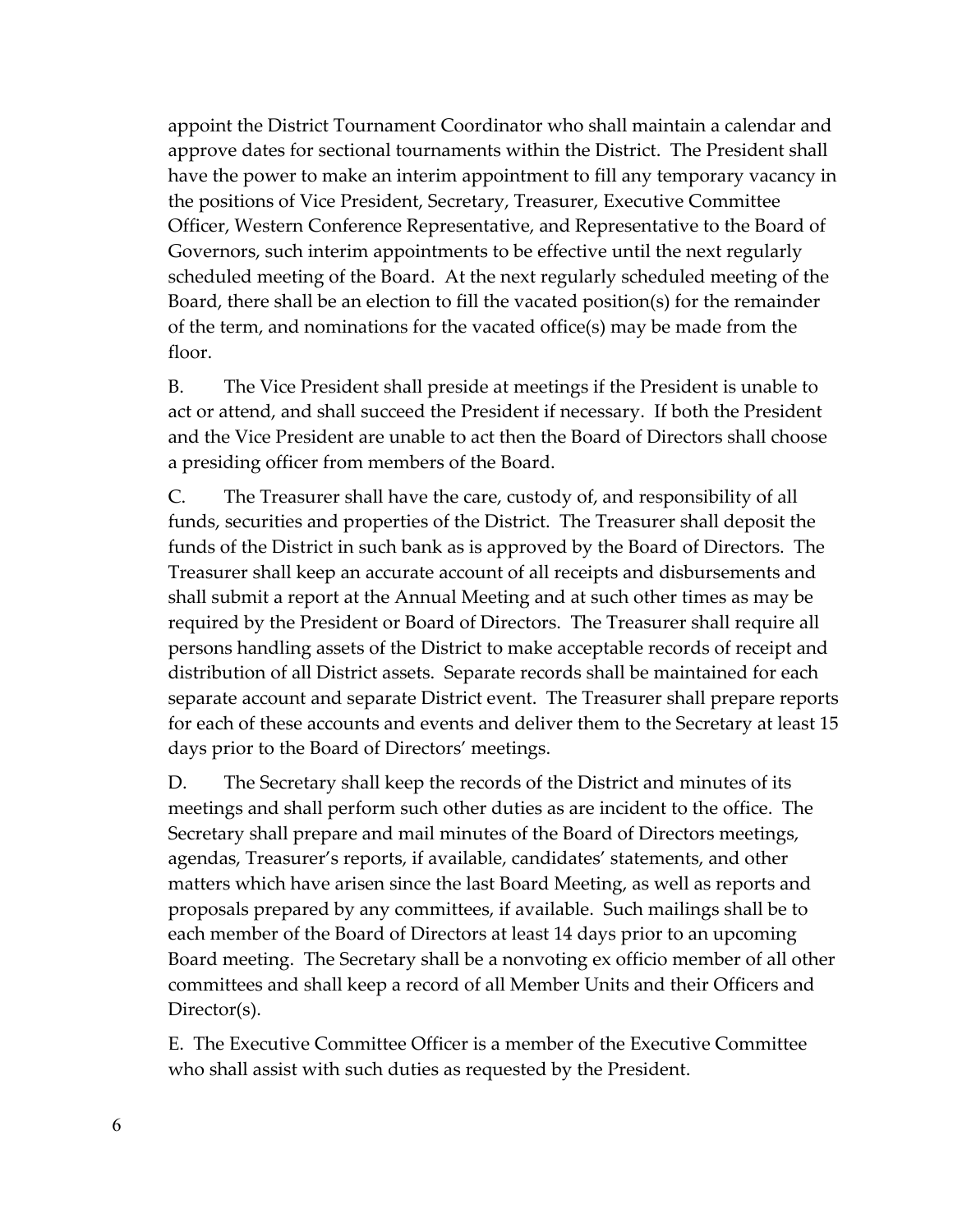appoint the District Tournament Coordinator who shall maintain a calendar and approve dates for sectional tournaments within the District. The President shall have the power to make an interim appointment to fill any temporary vacancy in the positions of Vice President, Secretary, Treasurer, Executive Committee Officer, Western Conference Representative, and Representative to the Board of Governors, such interim appointments to be effective until the next regularly scheduled meeting of the Board. At the next regularly scheduled meeting of the Board, there shall be an election to fill the vacated position(s) for the remainder of the term, and nominations for the vacated office(s) may be made from the floor.

B. The Vice President shall preside at meetings if the President is unable to act or attend, and shall succeed the President if necessary. If both the President and the Vice President are unable to act then the Board of Directors shall choose a presiding officer from members of the Board.

C. The Treasurer shall have the care, custody of, and responsibility of all funds, securities and properties of the District. The Treasurer shall deposit the funds of the District in such bank as is approved by the Board of Directors. The Treasurer shall keep an accurate account of all receipts and disbursements and shall submit a report at the Annual Meeting and at such other times as may be required by the President or Board of Directors. The Treasurer shall require all persons handling assets of the District to make acceptable records of receipt and distribution of all District assets. Separate records shall be maintained for each separate account and separate District event. The Treasurer shall prepare reports for each of these accounts and events and deliver them to the Secretary at least 15 days prior to the Board of Directors' meetings.

D. The Secretary shall keep the records of the District and minutes of its meetings and shall perform such other duties as are incident to the office. The Secretary shall prepare and mail minutes of the Board of Directors meetings, agendas, Treasurer's reports, if available, candidates' statements, and other matters which have arisen since the last Board Meeting, as well as reports and proposals prepared by any committees, if available. Such mailings shall be to each member of the Board of Directors at least 14 days prior to an upcoming Board meeting. The Secretary shall be a nonvoting ex officio member of all other committees and shall keep a record of all Member Units and their Officers and Director(s).

E. The Executive Committee Officer is a member of the Executive Committee who shall assist with such duties as requested by the President.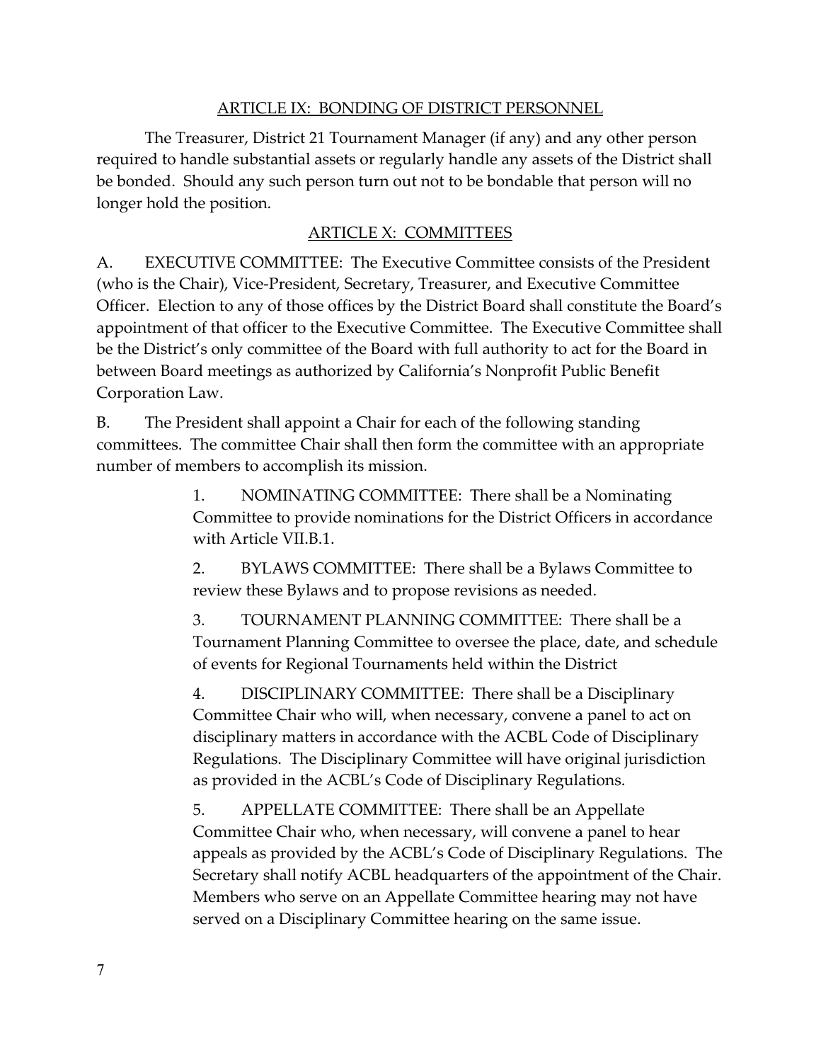## ARTICLE IX: BONDING OF DISTRICT PERSONNEL

The Treasurer, District 21 Tournament Manager (if any) and any other person required to handle substantial assets or regularly handle any assets of the District shall be bonded. Should any such person turn out not to be bondable that person will no longer hold the position.

## ARTICLE X: COMMITTEES

A. EXECUTIVE COMMITTEE: The Executive Committee consists of the President (who is the Chair), Vice-President, Secretary, Treasurer, and Executive Committee Officer. Election to any of those offices by the District Board shall constitute the Board's appointment of that officer to the Executive Committee. The Executive Committee shall be the District's only committee of the Board with full authority to act for the Board in between Board meetings as authorized by California's Nonprofit Public Benefit Corporation Law.

B. The President shall appoint a Chair for each of the following standing committees. The committee Chair shall then form the committee with an appropriate number of members to accomplish its mission.

1. NOMINATING COMMITTEE: There shall be a Nominating Committee to provide nominations for the District Officers in accordance with Article VII.B.1.

2. BYLAWS COMMITTEE: There shall be a Bylaws Committee to review these Bylaws and to propose revisions as needed.

3. TOURNAMENT PLANNING COMMITTEE: There shall be a Tournament Planning Committee to oversee the place, date, and schedule of events for Regional Tournaments held within the District

4. DISCIPLINARY COMMITTEE: There shall be a Disciplinary Committee Chair who will, when necessary, convene a panel to act on disciplinary matters in accordance with the ACBL Code of Disciplinary Regulations. The Disciplinary Committee will have original jurisdiction as provided in the ACBL's Code of Disciplinary Regulations.

5. APPELLATE COMMITTEE: There shall be an Appellate Committee Chair who, when necessary, will convene a panel to hear appeals as provided by the ACBL's Code of Disciplinary Regulations. The Secretary shall notify ACBL headquarters of the appointment of the Chair. Members who serve on an Appellate Committee hearing may not have served on a Disciplinary Committee hearing on the same issue.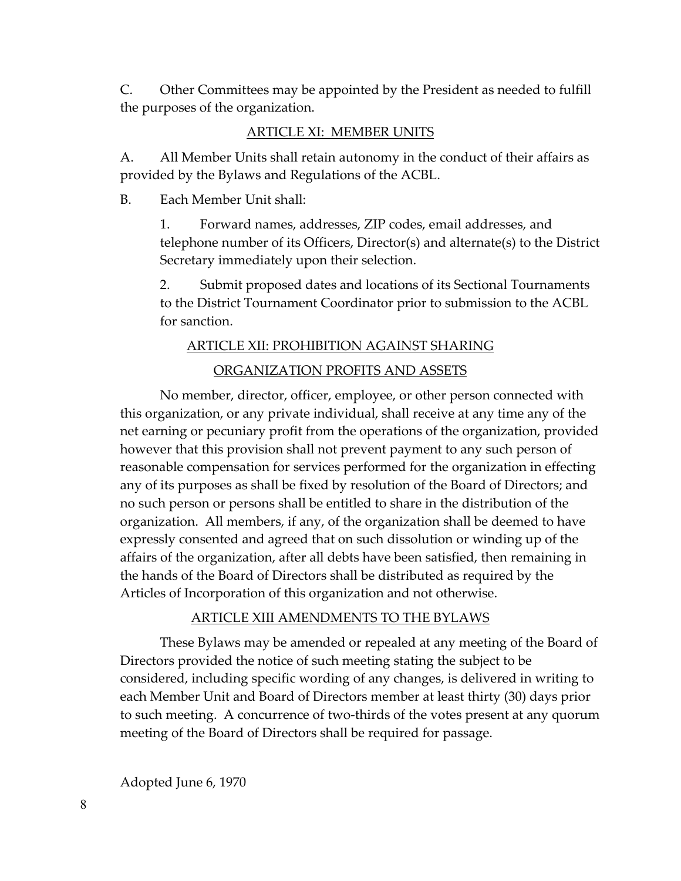C. Other Committees may be appointed by the President as needed to fulfill the purposes of the organization.

## ARTICLE XI: MEMBER UNITS

A. All Member Units shall retain autonomy in the conduct of their affairs as provided by the Bylaws and Regulations of the ACBL.

B. Each Member Unit shall:

1. Forward names, addresses, ZIP codes, email addresses, and telephone number of its Officers, Director(s) and alternate(s) to the District Secretary immediately upon their selection.

2. Submit proposed dates and locations of its Sectional Tournaments to the District Tournament Coordinator prior to submission to the ACBL for sanction.

## ARTICLE XII: PROHIBITION AGAINST SHARING ORGANIZATION PROFITS AND ASSETS

No member, director, officer, employee, or other person connected with this organization, or any private individual, shall receive at any time any of the net earning or pecuniary profit from the operations of the organization, provided however that this provision shall not prevent payment to any such person of reasonable compensation for services performed for the organization in effecting any of its purposes as shall be fixed by resolution of the Board of Directors; and no such person or persons shall be entitled to share in the distribution of the organization. All members, if any, of the organization shall be deemed to have expressly consented and agreed that on such dissolution or winding up of the affairs of the organization, after all debts have been satisfied, then remaining in the hands of the Board of Directors shall be distributed as required by the Articles of Incorporation of this organization and not otherwise.

## ARTICLE XIII AMENDMENTS TO THE BYLAWS

These Bylaws may be amended or repealed at any meeting of the Board of Directors provided the notice of such meeting stating the subject to be considered, including specific wording of any changes, is delivered in writing to each Member Unit and Board of Directors member at least thirty (30) days prior to such meeting. A concurrence of two-thirds of the votes present at any quorum meeting of the Board of Directors shall be required for passage.

Adopted June 6, 1970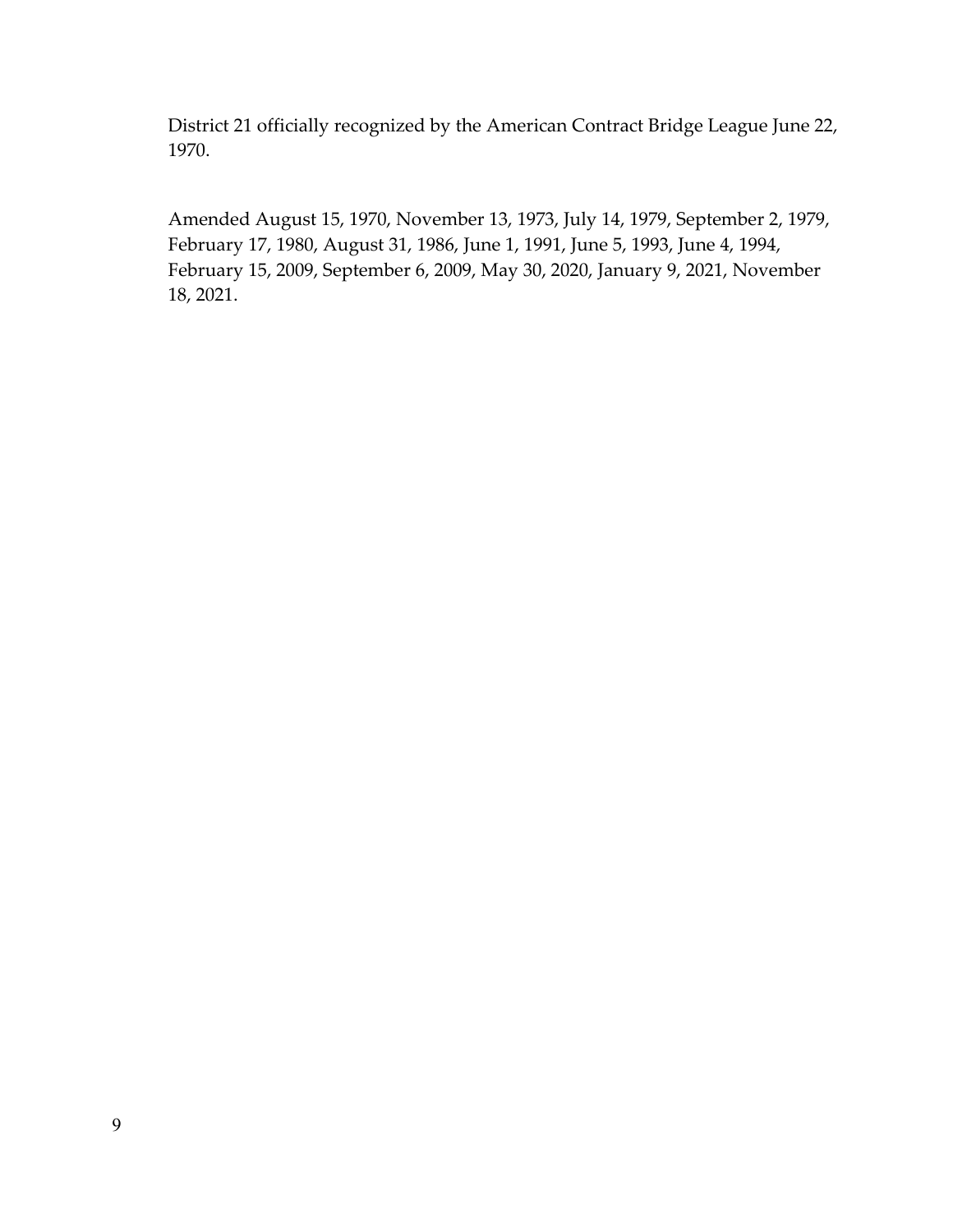District 21 officially recognized by the American Contract Bridge League June 22, 1970.

Amended August 15, 1970, November 13, 1973, July 14, 1979, September 2, 1979, February 17, 1980, August 31, 1986, June 1, 1991, June 5, 1993, June 4, 1994, February 15, 2009, September 6, 2009, May 30, 2020, January 9, 2021, November 18, 2021.